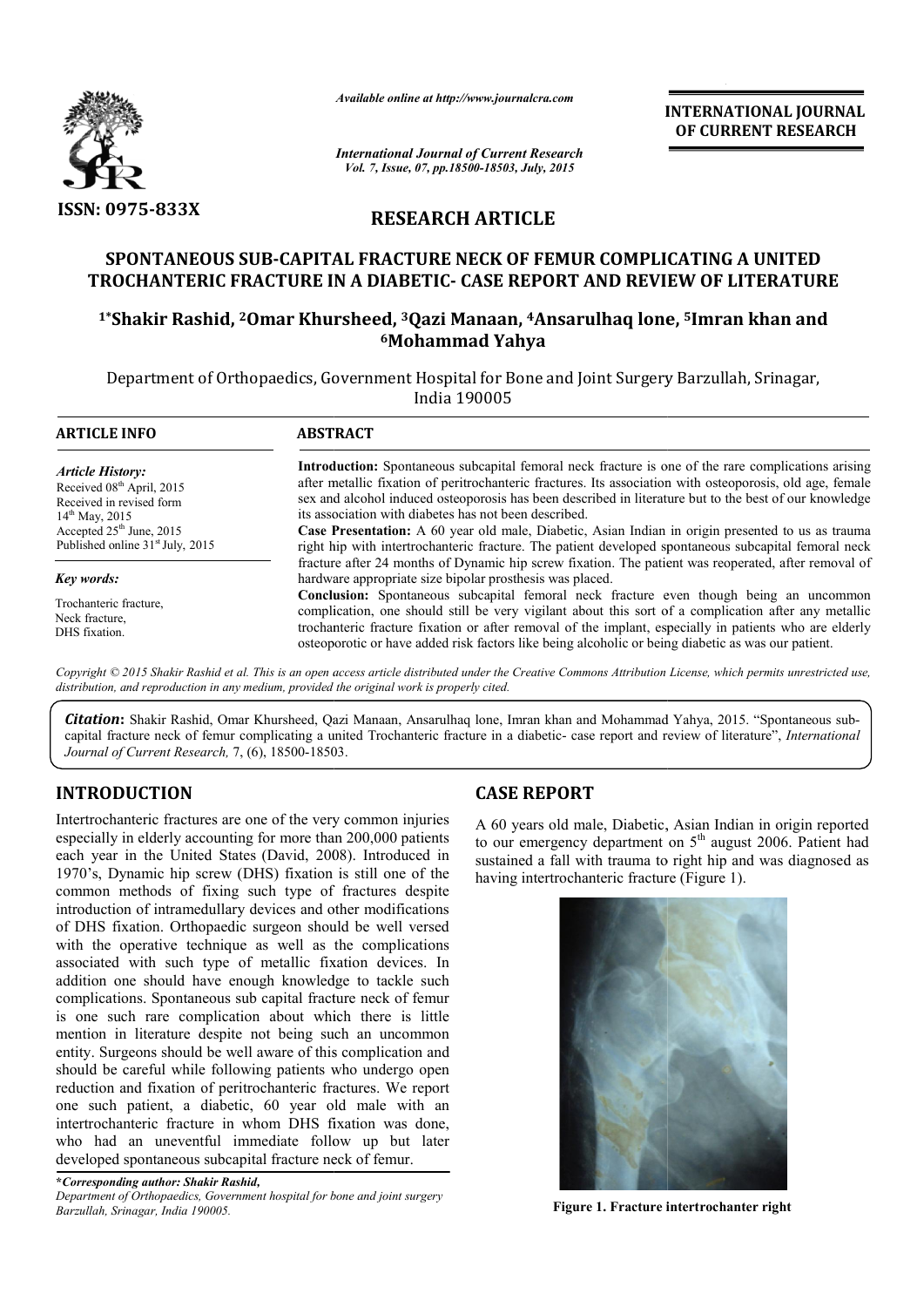*Available online at http://www.journalcra.com*

*International Journal of Current Research*
*Vol. 7, Issue, 07, pp.18500-18503, July, 2015*

**INTERNATIONAL JOURNAL OF CURRENT RESEARCH**

ISSN: 0975-833X

# RESEARCH ARTICLE

## SPONTANEOUS SUB-CAPITAL FRACTURE NECK OF FEMUR COMPLICATING A UNITED TROCHANTERIC FRACTURE IN A DIABETIC- CASE REPORT AND REVIEW OF LITERATURE

**[1*]Shakir Rashid, [2]Omar Khursheed, [3]Qazi Manaan, [4]Ansarulhaq lone, [5]Imran khan and [6]Mohammad Yahya**

Department of Orthopaedics, Government Hospital for Bone and Joint Surgery Barzullah, Srinagar, India 190005

### ARTICLE INFO

*Article History:*
Received 08th April, 2015
Received in revised form
14th May, 2015
Accepted 25th June, 2015
Published online 31st July, 2015

*Key words:*

Trochanteric fracture,
Neck fracture,
DHS fixation.

### ABSTRACT

**Introduction:** Spontaneous subcapital femoral neck fracture is one of the rare complications arising after metallic fixation of peritrochanteric fractures. Its association with osteoporosis, old age, female sex and alcohol induced osteoporosis has been described in literature but to the best of our knowledge its association with diabetes has not been described.

**Case Presentation:** A 60 year old male, Diabetic, Asian Indian in origin presented to us as trauma right hip with intertrochanteric fracture. The patient developed spontaneous subcapital femoral neck fracture after 24 months of Dynamic hip screw fixation. The patient was reoperated, after removal of hardware appropriate size bipolar prosthesis was placed.

**Conclusion:** Spontaneous subcapital femoral neck fracture even though being an uncommon complication, one should still be very vigilant about this sort of a complication after any metallic trochanteric fracture fixation or after removal of the implant, especially in patients who are elderly osteoporotic or have added risk factors like being alcoholic or being diabetic as was our patient.

*Copyright © 2015 Shakir Rashid et al. This is an open access article distributed under the Creative Commons Attribution License, which permits unrestricted use, distribution, and reproduction in any medium, provided the original work is properly cited.*

***Citation*:** Shakir Rashid, Omar Khursheed, Qazi Manaan, Ansarulhaq lone, Imran khan and Mohammad Yahya, 2015. "Spontaneous sub-capital fracture neck of femur complicating a united Trochanteric fracture in a diabetic- case report and review of literature", *International Journal of Current Research,* 7, (6), 18500-18503.

## INTRODUCTION

Intertrochanteric fractures are one of the very common injuries especially in elderly accounting for more than 200,000 patients each year in the United States (David, 2008). Introduced in 1970's, Dynamic hip screw (DHS) fixation is still one of the common methods of fixing such type of fractures despite introduction of intramedullary devices and other modifications of DHS fixation. Orthopaedic surgeon should be well versed with the operative technique as well as the complications associated with such type of metallic fixation devices. In addition one should have enough knowledge to tackle such complications. Spontaneous sub capital fracture neck of femur is one such rare complication about which there is little mention in literature despite not being such an uncommon entity. Surgeons should be well aware of this complication and should be careful while following patients who undergo open reduction and fixation of peritrochanteric fractures. We report one such patient, a diabetic, 60 year old male with an intertrochanteric fracture in whom DHS fixation was done, who had an uneventful immediate follow up but later developed spontaneous subcapital fracture neck of femur.

*\*Corresponding author: Shakir Rashid,*
*Department of Orthopaedics, Government hospital for bone and joint surgery Barzullah, Srinagar, India 190005.*

## CASE REPORT

A 60 years old male, Diabetic, Asian Indian in origin reported to our emergency department on 5th august 2006. Patient had sustained a fall with trauma to right hip and was diagnosed as having intertrochanteric fracture (Figure 1).

**Figure 1. Fracture intertrochanter right**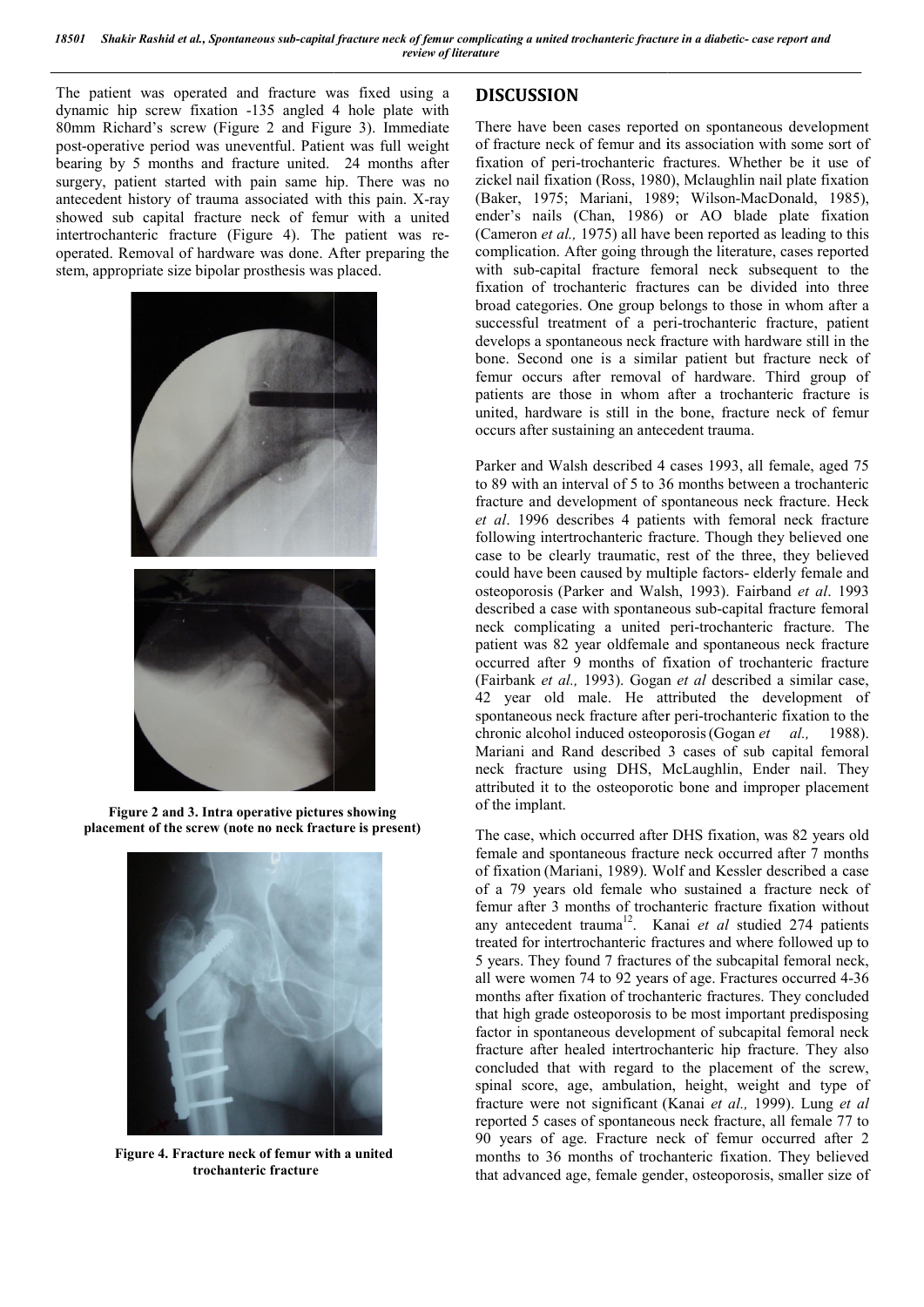The patient was operated and fracture was fixed using a dynamic hip screw fixation -135 angled 4 hole plate with 80mm Richard's screw (Figure 2 and Figure 3). Immediate post-operative period was uneventful. Patient was full weight bearing by 5 months and fracture united. 24 months after surgery, patient started with pain same hip. There was no antecedent history of trauma associated with this pain. X-ray showed sub capital fracture neck of femur with a united intertrochanteric fracture (Figure 4). The patient was re-operated. Removal of hardware was done. After preparing the stem, appropriate size bipolar prosthesis was placed.

**Figure 2 and 3. Intra operative pictures showing placement of the screw (note no neck fracture is present)**

**Figure 4. Fracture neck of femur with a united trochanteric fracture**

## DISCUSSION

There have been cases reported on spontaneous development of fracture neck of femur and its association with some sort of fixation of peri-trochanteric fractures. Whether be it use of zickel nail fixation (Ross, 1980), Mclaughlin nail plate fixation (Baker, 1975; Mariani, 1989; Wilson-MacDonald, 1985), ender's nails (Chan, 1986) or AO blade plate fixation (Cameron *et al.,* 1975) all have been reported as leading to this complication. After going through the literature, cases reported with sub-capital fracture femoral neck subsequent to the fixation of trochanteric fractures can be divided into three broad categories. One group belongs to those in whom after a successful treatment of a peri-trochanteric fracture, patient develops a spontaneous neck fracture with hardware still in the bone. Second one is a similar patient but fracture neck of femur occurs after removal of hardware. Third group of patients are those in whom after a trochanteric fracture is united, hardware is still in the bone, fracture neck of femur occurs after sustaining an antecedent trauma.

Parker and Walsh described 4 cases 1993, all female, aged 75 to 89 with an interval of 5 to 36 months between a trochanteric fracture and development of spontaneous neck fracture. Heck *et al*. 1996 describes 4 patients with femoral neck fracture following intertrochanteric fracture. Though they believed one case to be clearly traumatic, rest of the three, they believed could have been caused by multiple factors- elderly female and osteoporosis (Parker and Walsh, 1993). Fairband *et al*. 1993 described a case with spontaneous sub-capital fracture femoral neck complicating a united peri-trochanteric fracture. The patient was 82 year oldfemale and spontaneous neck fracture occurred after 9 months of fixation of trochanteric fracture (Fairbank *et al.,* 1993). Gogan *et al* described a similar case, 42 year old male. He attributed the development of spontaneous neck fracture after peri-trochanteric fixation to the chronic alcohol induced osteoporosis (Gogan *et al.,* 1988). Mariani and Rand described 3 cases of sub capital femoral neck fracture using DHS, McLaughlin, Ender nail. They attributed it to the osteoporotic bone and improper placement of the implant.

The case, which occurred after DHS fixation, was 82 years old female and spontaneous fracture neck occurred after 7 months of fixation (Mariani, 1989). Wolf and Kessler described a case of a 79 years old female who sustained a fracture neck of femur after 3 months of trochanteric fracture fixation without any antecedent trauma[12]. Kanai *et al* studied 274 patients treated for intertrochanteric fractures and where followed up to 5 years. They found 7 fractures of the subcapital femoral neck, all were women 74 to 92 years of age. Fractures occurred 4-36 months after fixation of trochanteric fractures. They concluded that high grade osteoporosis to be most important predisposing factor in spontaneous development of subcapital femoral neck fracture after healed intertrochanteric hip fracture. They also concluded that with regard to the placement of the screw, spinal score, age, ambulation, height, weight and type of fracture were not significant (Kanai *et al.,* 1999). Lung *et al* reported 5 cases of spontaneous neck fracture, all female 77 to 90 years of age. Fracture neck of femur occurred after 2 months to 36 months of trochanteric fixation. They believed that advanced age, female gender, osteoporosis, smaller size of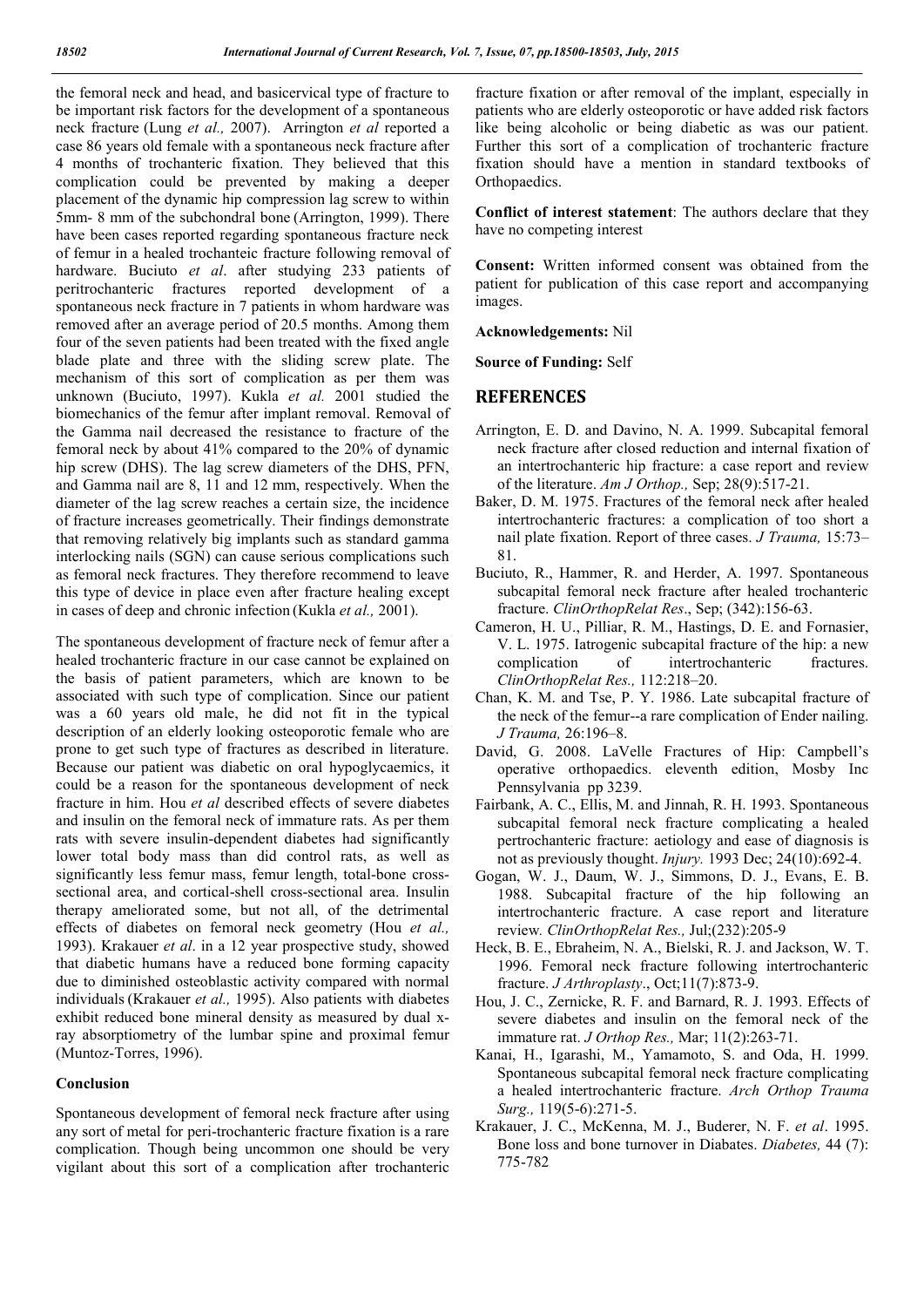the femoral neck and head, and basicervical type of fracture to be important risk factors for the development of a spontaneous neck fracture (Lung *et al.,* 2007). Arrington *et al* reported a case 86 years old female with a spontaneous neck fracture after 4 months of trochanteric fixation. They believed that this complication could be prevented by making a deeper placement of the dynamic hip compression lag screw to within 5mm- 8 mm of the subchondral bone (Arrington, 1999). There have been cases reported regarding spontaneous fracture neck of femur in a healed trochanteric fracture following removal of hardware. Buciuto *et al*. after studying 233 patients of peritrochanteric fractures reported development of a spontaneous neck fracture in 7 patients in whom hardware was removed after an average period of 20.5 months. Among them four of the seven patients had been treated with the fixed angle blade plate and three with the sliding screw plate. The mechanism of this sort of complication as per them was unknown (Buciuto, 1997). Kukla *et al.* 2001 studied the biomechanics of the femur after implant removal. Removal of the Gamma nail decreased the resistance to fracture of the femoral neck by about 41% compared to the 20% of dynamic hip screw (DHS). The lag screw diameters of the DHS, PFN, and Gamma nail are 8, 11 and 12 mm, respectively. When the diameter of the lag screw reaches a certain size, the incidence of fracture increases geometrically. Their findings demonstrate that removing relatively big implants such as standard gamma interlocking nails (SGN) can cause serious complications such as femoral neck fractures. They therefore recommend to leave this type of device in place even after fracture healing except in cases of deep and chronic infection (Kukla *et al.,* 2001).

The spontaneous development of fracture neck of femur after a healed trochanteric fracture in our case cannot be explained on the basis of patient parameters, which are known to be associated with such type of complication. Since our patient was a 60 years old male, he did not fit in the typical description of an elderly looking osteoporotic female who are prone to get such type of fractures as described in literature. Because our patient was diabetic on oral hypoglycaemics, it could be a reason for the spontaneous development of neck fracture in him. Hou *et al* described effects of severe diabetes and insulin on the femoral neck of immature rats. As per them rats with severe insulin-dependent diabetes had significantly lower total body mass than did control rats, as well as significantly less femur mass, femur length, total-bone cross-sectional area, and cortical-shell cross-sectional area. Insulin therapy ameliorated some, but not all, of the detrimental effects of diabetes on femoral neck geometry (Hou *et al.,* 1993). Krakauer *et al*. in a 12 year prospective study, showed that diabetic humans have a reduced bone forming capacity due to diminished osteoblastic activity compared with normal individuals (Krakauer *et al.,* 1995). Also patients with diabetes exhibit reduced bone mineral density as measured by dual x-ray absorptiometry of the lumbar spine and proximal femur (Muntoz-Torres, 1996).

## Conclusion

Spontaneous development of femoral neck fracture after using any sort of metal for peri-trochanteric fracture fixation is a rare complication. Though being uncommon one should be very vigilant about this sort of a complication after trochanteric fracture fixation or after removal of the implant, especially in patients who are elderly osteoporotic or have added risk factors like being alcoholic or being diabetic as was our patient. Further this sort of a complication of trochanteric fracture fixation should have a mention in standard textbooks of Orthopaedics.

**Conflict of interest statement**: The authors declare that they have no competing interest

**Consent:** Written informed consent was obtained from the patient for publication of this case report and accompanying images.

**Acknowledgements:** Nil

**Source of Funding:** Self

## REFERENCES

Arrington, E. D. and Davino, N. A. 1999. Subcapital femoral neck fracture after closed reduction and internal fixation of an intertrochanteric hip fracture: a case report and review of the literature. *Am J Orthop.,* Sep; 28(9):517-21.

Baker, D. M. 1975. Fractures of the femoral neck after healed intertrochanteric fractures: a complication of too short a nail plate fixation. Report of three cases. *J Trauma,* 15:73–81.

Buciuto, R., Hammer, R. and Herder, A. 1997. Spontaneous subcapital femoral neck fracture after healed trochanteric fracture. *ClinOrthopRelat Res*., Sep; (342):156-63.

Cameron, H. U., Pilliar, R. M., Hastings, D. E. and Fornasier, V. L. 1975. Iatrogenic subcapital fracture of the hip: a new complication of intertrochanteric fractures. *ClinOrthopRelat Res.,* 112:218–20.

Chan, K. M. and Tse, P. Y. 1986. Late subcapital fracture of the neck of the femur--a rare complication of Ender nailing. *J Trauma,* 26:196–8.

David, G. 2008. LaVelle Fractures of Hip: Campbell's operative orthopaedics. eleventh edition, Mosby Inc Pennsylvania pp 3239.

Fairbank, A. C., Ellis, M. and Jinnah, R. H. 1993. Spontaneous subcapital femoral neck fracture complicating a healed pertrochanteric fracture: aetiology and ease of diagnosis is not as previously thought. *Injury.* 1993 Dec; 24(10):692-4.

Gogan, W. J., Daum, W. J., Simmons, D. J., Evans, E. B. 1988. Subcapital fracture of the hip following an intertrochanteric fracture. A case report and literature review. *ClinOrthopRelat Res.,* Jul;(232):205-9

Heck, B. E., Ebraheim, N. A., Bielski, R. J. and Jackson, W. T. 1996. Femoral neck fracture following intertrochanteric fracture. *J Arthroplasty*., Oct;11(7):873-9.

Hou, J. C., Zernicke, R. F. and Barnard, R. J. 1993. Effects of severe diabetes and insulin on the femoral neck of the immature rat. *J Orthop Res.,* Mar; 11(2):263-71.

Kanai, H., Igarashi, M., Yamamoto, S. and Oda, H. 1999. Spontaneous subcapital femoral neck fracture complicating a healed intertrochanteric fracture. *Arch Orthop Trauma Surg.,* 119(5-6):271-5.

Krakauer, J. C., McKenna, M. J., Buderer, N. F. *et al*. 1995. Bone loss and bone turnover in Diabates. *Diabetes,* 44 (7): 775-782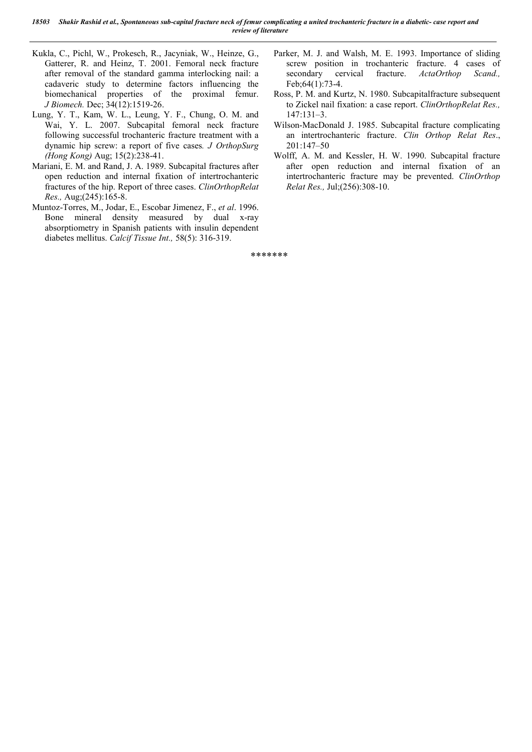Kukla, C., Pichl, W., Prokesch, R., Jacyniak, W., Heinze, G., Gatterer, R. and Heinz, T. 2001. Femoral neck fracture after removal of the standard gamma interlocking nail: a cadaveric study to determine factors influencing the biomechanical properties of the proximal femur. *J Biomech.* Dec; 34(12):1519-26.

Lung, Y. T., Kam, W. L., Leung, Y. F., Chung, O. M. and Wai, Y. L. 2007. Subcapital femoral neck fracture following successful trochanteric fracture treatment with a dynamic hip screw: a report of five cases*. J OrthopSurg (Hong Kong)* Aug; 15(2):238-41.

Mariani, E. M. and Rand, J. A. 1989. Subcapital fractures after open reduction and internal fixation of intertrochanteric fractures of the hip. Report of three cases. *ClinOrthopRelat Res.,* Aug;(245):165-8.

Muntoz-Torres, M., Jodar, E., Escobar Jimenez, F., *et al*. 1996. Bone mineral density measured by dual x-ray absorptiometry in Spanish patients with insulin dependent diabetes mellitus. *Calcif Tissue Int.,* 58(5): 316-319.

Parker, M. J. and Walsh, M. E. 1993. Importance of sliding screw position in trochanteric fracture. 4 cases of secondary cervical fracture. *ActaOrthop Scand.,* Feb;64(1):73-4.

Ross, P. M. and Kurtz, N. 1980. Subcapitalfracture subsequent to Zickel nail fixation: a case report. *ClinOrthopRelat Res.,* 147:131–3.

Wilson-MacDonald J. 1985. Subcapital fracture complicating an intertrochanteric fracture. *Clin Orthop Relat Res*., 201:147–50

Wolff, A. M. and Kessler, H. W. 1990. Subcapital fracture after open reduction and internal fixation of an intertrochanteric fracture may be prevented. *ClinOrthop Relat Res.,* Jul;(256):308-10.

\*\*\*\*\*\*\*